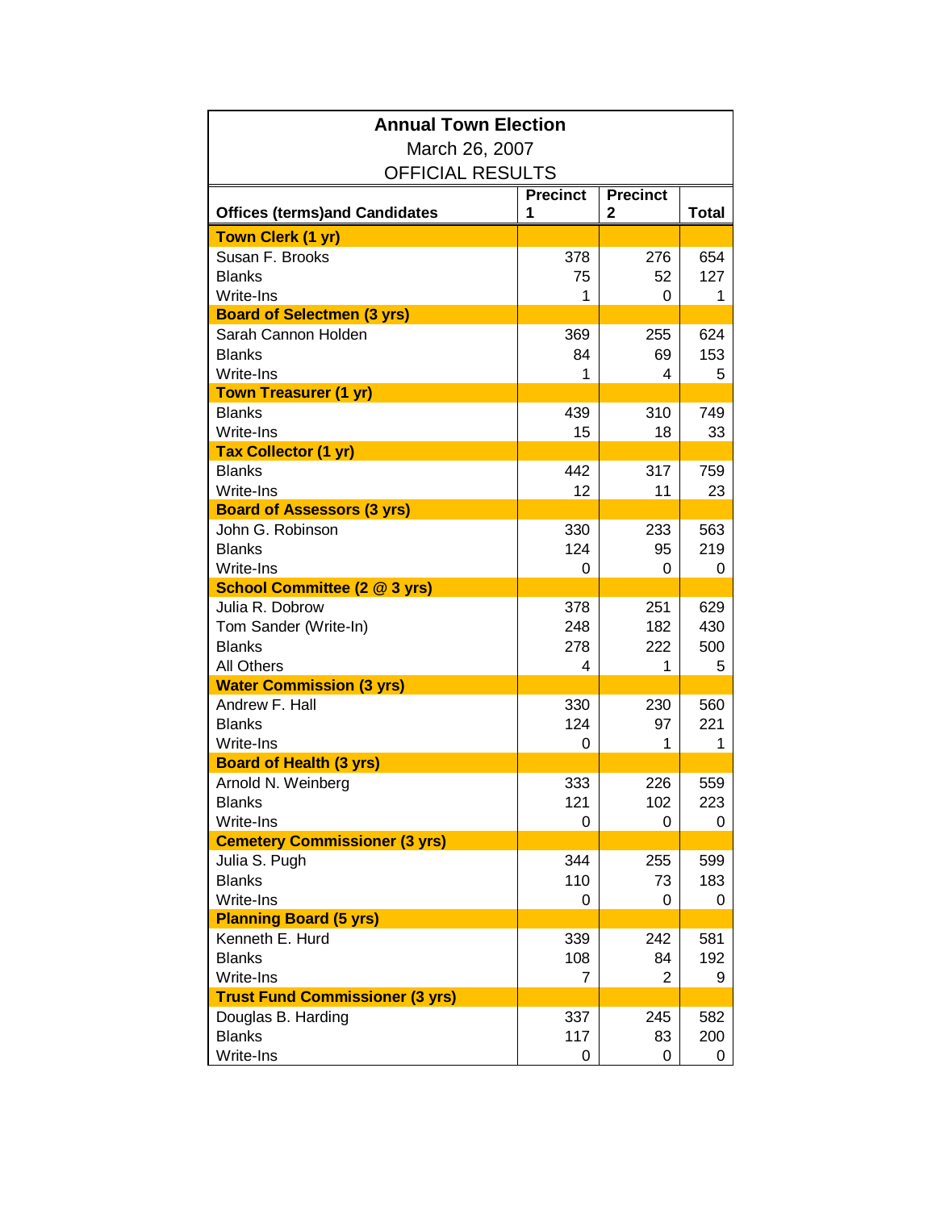# Annual Town Election

March 26, 2007

OFFICIAL RESULTS

| Offices (terms)and Candidates | Precinct 1 | Precinct 2 | Total |
|---|---|---|---|
| **Town Clerk (1 yr)** | | | |
| Susan F. Brooks | 378 | 276 | 654 |
| Blanks | 75 | 52 | 127 |
| Write-Ins | 1 | 0 | 1 |
| **Board of Selectmen (3 yrs)** | | | |
| Sarah Cannon Holden | 369 | 255 | 624 |
| Blanks | 84 | 69 | 153 |
| Write-Ins | 1 | 4 | 5 |
| **Town Treasurer (1 yr)** | | | |
| Blanks | 439 | 310 | 749 |
| Write-Ins | 15 | 18 | 33 |
| **Tax Collector (1 yr)** | | | |
| Blanks | 442 | 317 | 759 |
| Write-Ins | 12 | 11 | 23 |
| **Board of Assessors (3 yrs)** | | | |
| John G. Robinson | 330 | 233 | 563 |
| Blanks | 124 | 95 | 219 |
| Write-Ins | 0 | 0 | 0 |
| **School Committee (2 @ 3 yrs)** | | | |
| Julia R. Dobrow | 378 | 251 | 629 |
| Tom Sander (Write-In) | 248 | 182 | 430 |
| Blanks | 278 | 222 | 500 |
| All Others | 4 | 1 | 5 |
| **Water Commission (3 yrs)** | | | |
| Andrew F. Hall | 330 | 230 | 560 |
| Blanks | 124 | 97 | 221 |
| Write-Ins | 0 | 1 | 1 |
| **Board of Health (3 yrs)** | | | |
| Arnold N. Weinberg | 333 | 226 | 559 |
| Blanks | 121 | 102 | 223 |
| Write-Ins | 0 | 0 | 0 |
| **Cemetery Commissioner (3 yrs)** | | | |
| Julia S. Pugh | 344 | 255 | 599 |
| Blanks | 110 | 73 | 183 |
| Write-Ins | 0 | 0 | 0 |
| **Planning Board (5 yrs)** | | | |
| Kenneth E. Hurd | 339 | 242 | 581 |
| Blanks | 108 | 84 | 192 |
| Write-Ins | 7 | 2 | 9 |
| **Trust Fund Commissioner (3 yrs)** | | | |
| Douglas B. Harding | 337 | 245 | 582 |
| Blanks | 117 | 83 | 200 |
| Write-Ins | 0 | 0 | 0 |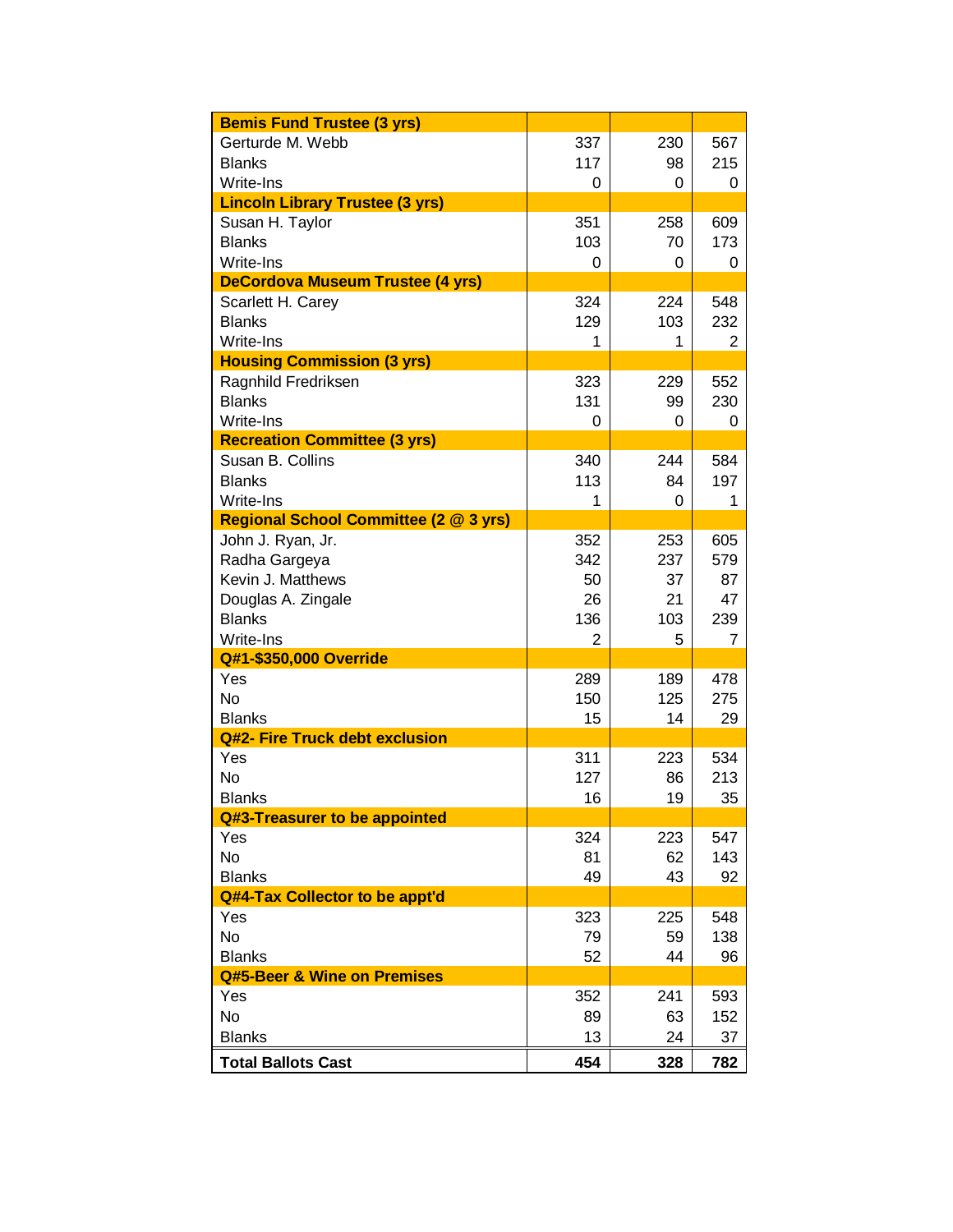| | | | |
|---|---|---|---|
| **Bemis Fund Trustee (3 yrs)** | | | |
| Gerturde M. Webb | 337 | 230 | 567 |
| Blanks | 117 | 98 | 215 |
| Write-Ins | 0 | 0 | 0 |
| **Lincoln Library Trustee (3 yrs)** | | | |
| Susan H. Taylor | 351 | 258 | 609 |
| Blanks | 103 | 70 | 173 |
| Write-Ins | 0 | 0 | 0 |
| **DeCordova Museum Trustee (4 yrs)** | | | |
| Scarlett H. Carey | 324 | 224 | 548 |
| Blanks | 129 | 103 | 232 |
| Write-Ins | 1 | 1 | 2 |
| **Housing Commission (3 yrs)** | | | |
| Ragnhild Fredriksen | 323 | 229 | 552 |
| Blanks | 131 | 99 | 230 |
| Write-Ins | 0 | 0 | 0 |
| **Recreation Committee (3 yrs)** | | | |
| Susan B. Collins | 340 | 244 | 584 |
| Blanks | 113 | 84 | 197 |
| Write-Ins | 1 | 0 | 1 |
| **Regional School Committee (2 @ 3 yrs)** | | | |
| John J. Ryan, Jr. | 352 | 253 | 605 |
| Radha Gargeya | 342 | 237 | 579 |
| Kevin J. Matthews | 50 | 37 | 87 |
| Douglas A. Zingale | 26 | 21 | 47 |
| Blanks | 136 | 103 | 239 |
| Write-Ins | 2 | 5 | 7 |
| **Q#1-$350,000 Override** | | | |
| Yes | 289 | 189 | 478 |
| No | 150 | 125 | 275 |
| Blanks | 15 | 14 | 29 |
| **Q#2- Fire Truck debt exclusion** | | | |
| Yes | 311 | 223 | 534 |
| No | 127 | 86 | 213 |
| Blanks | 16 | 19 | 35 |
| **Q#3-Treasurer to be appointed** | | | |
| Yes | 324 | 223 | 547 |
| No | 81 | 62 | 143 |
| Blanks | 49 | 43 | 92 |
| **Q#4-Tax Collector to be appt'd** | | | |
| Yes | 323 | 225 | 548 |
| No | 79 | 59 | 138 |
| Blanks | 52 | 44 | 96 |
| **Q#5-Beer & Wine on Premises** | | | |
| Yes | 352 | 241 | 593 |
| No | 89 | 63 | 152 |
| Blanks | 13 | 24 | 37 |
| **Total Ballots Cast** | **454** | **328** | **782** |